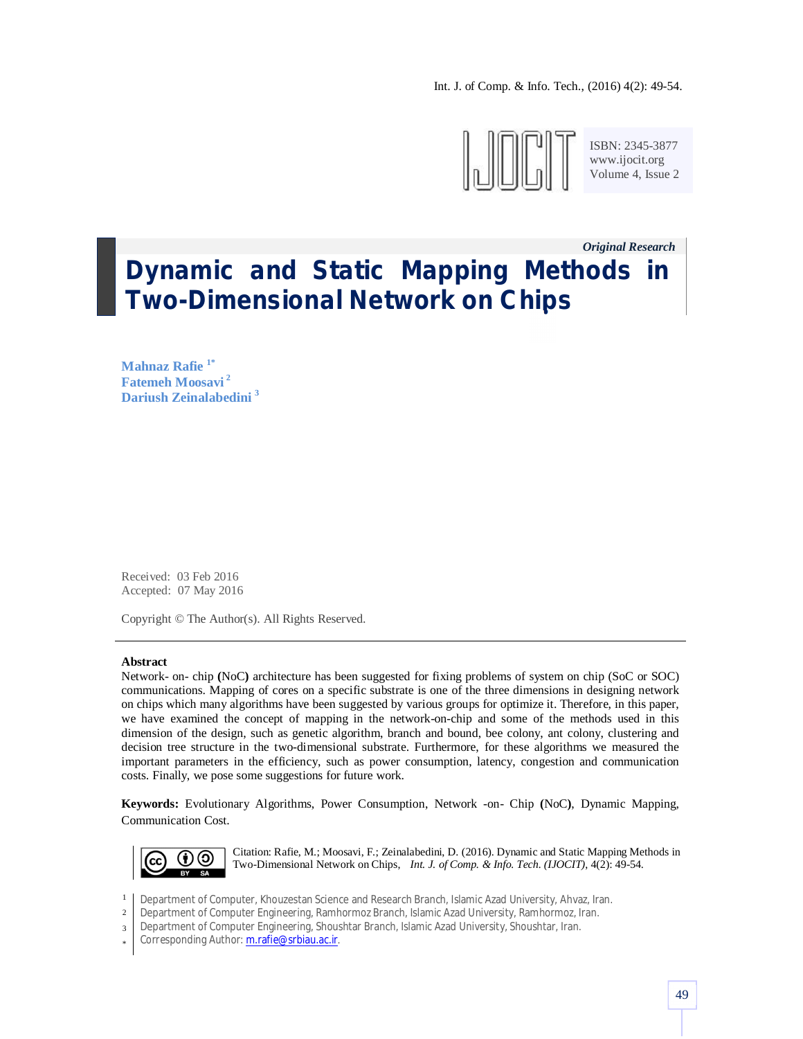*Original Research*

# Dynamic and Static Mapping Methods in Two-Dimensional Network on Chips

**Mahnaz Rafie** [1*]
**Fatemeh Moosavi** [2]
**Dariush Zeinalabedini** [3]

Received: 03 Feb 2016
Accepted: 07 May 2016

Copyright © The Author(s). All Rights Reserved.

## Abstract

Network- on- chip **(**NoC**)** architecture has been suggested for fixing problems of system on chip (SoC or SOC) communications. Mapping of cores on a specific substrate is one of the three dimensions in designing network on chips which many algorithms have been suggested by various groups for optimize it. Therefore, in this paper, we have examined the concept of mapping in the network-on-chip and some of the methods used in this dimension of the design, such as genetic algorithm, branch and bound, bee colony, ant colony, clustering and decision tree structure in the two-dimensional substrate. Furthermore, for these algorithms we measured the important parameters in the efficiency, such as power consumption, latency, congestion and communication costs. Finally, we pose some suggestions for future work.

**Keywords:** Evolutionary Algorithms, Power Consumption, Network -on- Chip **(**NoC**)**, Dynamic Mapping, Communication Cost.

Citation: Rafie, M.; Moosavi, F.; Zeinalabedini, D. (2016). Dynamic and Static Mapping Methods in Two-Dimensional Network on Chips, *Int. J. of Comp. & Info. Tech. (IJOCIT)*, 4(2): 49-54.

[1] Department of Computer, Khouzestan Science and Research Branch, Islamic Azad University, Ahvaz, Iran.
[2] Department of Computer Engineering, Ramhormoz Branch, Islamic Azad University, Ramhormoz, Iran.
[3] Department of Computer Engineering, Shoushtar Branch, Islamic Azad University, Shoushtar, Iran.
[*] Corresponding Author: m.rafie@srbiau.ac.ir.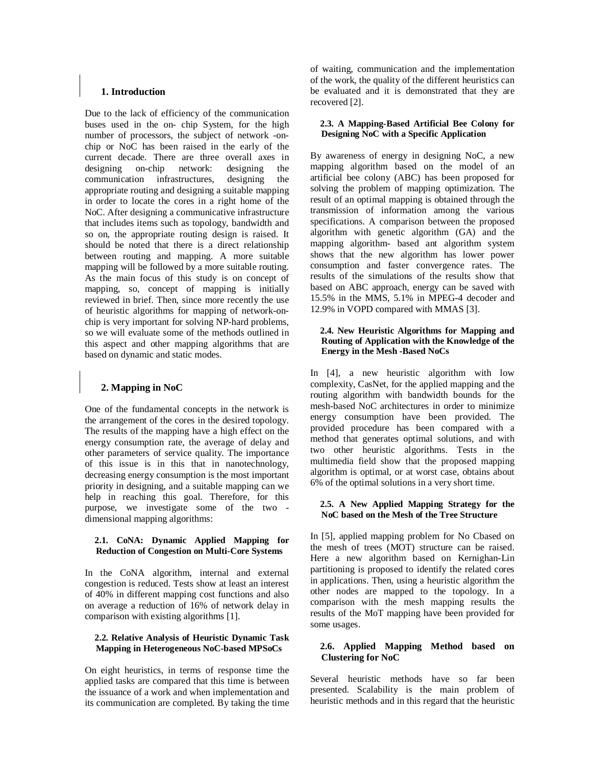## 1. Introduction

Due to the lack of efficiency of the communication buses used in the on- chip System, for the high number of processors, the subject of network -on-chip or NoC has been raised in the early of the current decade. There are three overall axes in designing on-chip network: designing the communication infrastructures, designing the appropriate routing and designing a suitable mapping in order to locate the cores in a right home of the NoC. After designing a communicative infrastructure that includes items such as topology, bandwidth and so on, the appropriate routing design is raised. It should be noted that there is a direct relationship between routing and mapping. A more suitable mapping will be followed by a more suitable routing. As the main focus of this study is on concept of mapping, so, concept of mapping is initially reviewed in brief. Then, since more recently the use of heuristic algorithms for mapping of network-on-chip is very important for solving NP-hard problems, so we will evaluate some of the methods outlined in this aspect and other mapping algorithms that are based on dynamic and static modes.

## 2. Mapping in NoC

One of the fundamental concepts in the network is the arrangement of the cores in the desired topology. The results of the mapping have a high effect on the energy consumption rate, the average of delay and other parameters of service quality. The importance of this issue is in this that in nanotechnology, decreasing energy consumption is the most important priority in designing, and a suitable mapping can we help in reaching this goal. Therefore, for this purpose, we investigate some of the two - dimensional mapping algorithms:

### 2.1. CoNA: Dynamic Applied Mapping for Reduction of Congestion on Multi-Core Systems

In the CoNA algorithm, internal and external congestion is reduced. Tests show at least an interest of 40% in different mapping cost functions and also on average a reduction of 16% of network delay in comparison with existing algorithms [1].

### 2.2. Relative Analysis of Heuristic Dynamic Task Mapping in Heterogeneous NoC-based MPSoCs

On eight heuristics, in terms of response time the applied tasks are compared that this time is between the issuance of a work and when implementation and its communication are completed. By taking the time of waiting, communication and the implementation of the work, the quality of the different heuristics can be evaluated and it is demonstrated that they are recovered [2].

### 2.3. A Mapping-Based Artificial Bee Colony for Designing NoC with a Specific Application

By awareness of energy in designing NoC, a new mapping algorithm based on the model of an artificial bee colony (ABC) has been proposed for solving the problem of mapping optimization. The result of an optimal mapping is obtained through the transmission of information among the various specifications. A comparison between the proposed algorithm with genetic algorithm (GA) and the mapping algorithm- based ant algorithm system shows that the new algorithm has lower power consumption and faster convergence rates. The results of the simulations of the results show that based on ABC approach, energy can be saved with 15.5% in the MMS, 5.1% in MPEG-4 decoder and 12.9% in VOPD compared with MMAS [3].

### 2.4. New Heuristic Algorithms for Mapping and Routing of Application with the Knowledge of the Energy in the Mesh -Based NoCs

In [4], a new heuristic algorithm with low complexity, CasNet, for the applied mapping and the routing algorithm with bandwidth bounds for the mesh-based NoC architectures in order to minimize energy consumption have been provided. The provided procedure has been compared with a method that generates optimal solutions, and with two other heuristic algorithms. Tests in the multimedia field show that the proposed mapping algorithm is optimal, or at worst case, obtains about 6% of the optimal solutions in a very short time.

### 2.5. A New Applied Mapping Strategy for the NoC based on the Mesh of the Tree Structure

In [5], applied mapping problem for No Cbased on the mesh of trees (MOT) structure can be raised. Here a new algorithm based on Kernighan-Lin partitioning is proposed to identify the related cores in applications. Then, using a heuristic algorithm the other nodes are mapped to the topology. In a comparison with the mesh mapping results the results of the MoT mapping have been provided for some usages.

### 2.6. Applied Mapping Method based on Clustering for NoC

Several heuristic methods have so far been presented. Scalability is the main problem of heuristic methods and in this regard that the heuristic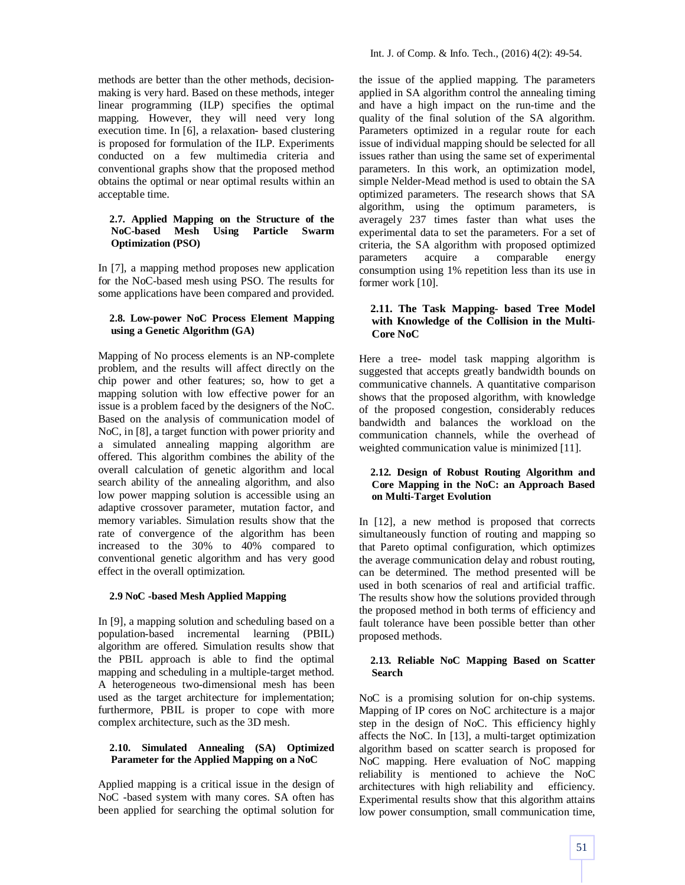methods are better than the other methods, decision-making is very hard. Based on these methods, integer linear programming (ILP) specifies the optimal mapping. However, they will need very long execution time. In [6], a relaxation- based clustering is proposed for formulation of the ILP. Experiments conducted on a few multimedia criteria and conventional graphs show that the proposed method obtains the optimal or near optimal results within an acceptable time.

### 2.7. Applied Mapping on the Structure of the NoC-based Mesh Using Particle Swarm Optimization (PSO)

In [7], a mapping method proposes new application for the NoC-based mesh using PSO. The results for some applications have been compared and provided.

### 2.8. Low-power NoC Process Element Mapping using a Genetic Algorithm (GA)

Mapping of No process elements is an NP-complete problem, and the results will affect directly on the chip power and other features; so, how to get a mapping solution with low effective power for an issue is a problem faced by the designers of the NoC. Based on the analysis of communication model of NoC, in [8], a target function with power priority and a simulated annealing mapping algorithm are offered. This algorithm combines the ability of the overall calculation of genetic algorithm and local search ability of the annealing algorithm, and also low power mapping solution is accessible using an adaptive crossover parameter, mutation factor, and memory variables. Simulation results show that the rate of convergence of the algorithm has been increased to the 30% to 40% compared to conventional genetic algorithm and has very good effect in the overall optimization.

### 2.9 NoC -based Mesh Applied Mapping

In [9], a mapping solution and scheduling based on a population-based incremental learning (PBIL) algorithm are offered. Simulation results show that the PBIL approach is able to find the optimal mapping and scheduling in a multiple-target method. A heterogeneous two-dimensional mesh has been used as the target architecture for implementation; furthermore, PBIL is proper to cope with more complex architecture, such as the 3D mesh.

### 2.10. Simulated Annealing (SA) Optimized Parameter for the Applied Mapping on a NoC

Applied mapping is a critical issue in the design of NoC -based system with many cores. SA often has been applied for searching the optimal solution for the issue of the applied mapping. The parameters applied in SA algorithm control the annealing timing and have a high impact on the run-time and the quality of the final solution of the SA algorithm. Parameters optimized in a regular route for each issue of individual mapping should be selected for all issues rather than using the same set of experimental parameters. In this work, an optimization model, simple Nelder-Mead method is used to obtain the SA optimized parameters. The research shows that SA algorithm, using the optimum parameters, is averagely 237 times faster than what uses the experimental data to set the parameters. For a set of criteria, the SA algorithm with proposed optimized parameters acquire a comparable energy consumption using 1% repetition less than its use in former work [10].

### 2.11. The Task Mapping- based Tree Model with Knowledge of the Collision in the Multi-Core NoC

Here a tree- model task mapping algorithm is suggested that accepts greatly bandwidth bounds on communicative channels. A quantitative comparison shows that the proposed algorithm, with knowledge of the proposed congestion, considerably reduces bandwidth and balances the workload on the communication channels, while the overhead of weighted communication value is minimized [11].

### 2.12. Design of Robust Routing Algorithm and Core Mapping in the NoC: an Approach Based on Multi-Target Evolution

In [12], a new method is proposed that corrects simultaneously function of routing and mapping so that Pareto optimal configuration, which optimizes the average communication delay and robust routing, can be determined. The method presented will be used in both scenarios of real and artificial traffic. The results show how the solutions provided through the proposed method in both terms of efficiency and fault tolerance have been possible better than other proposed methods.

### 2.13. Reliable NoC Mapping Based on Scatter Search

NoC is a promising solution for on-chip systems. Mapping of IP cores on NoC architecture is a major step in the design of NoC. This efficiency highly affects the NoC. In [13], a multi-target optimization algorithm based on scatter search is proposed for NoC mapping. Here evaluation of NoC mapping reliability is mentioned to achieve the NoC architectures with high reliability and efficiency. Experimental results show that this algorithm attains low power consumption, small communication time,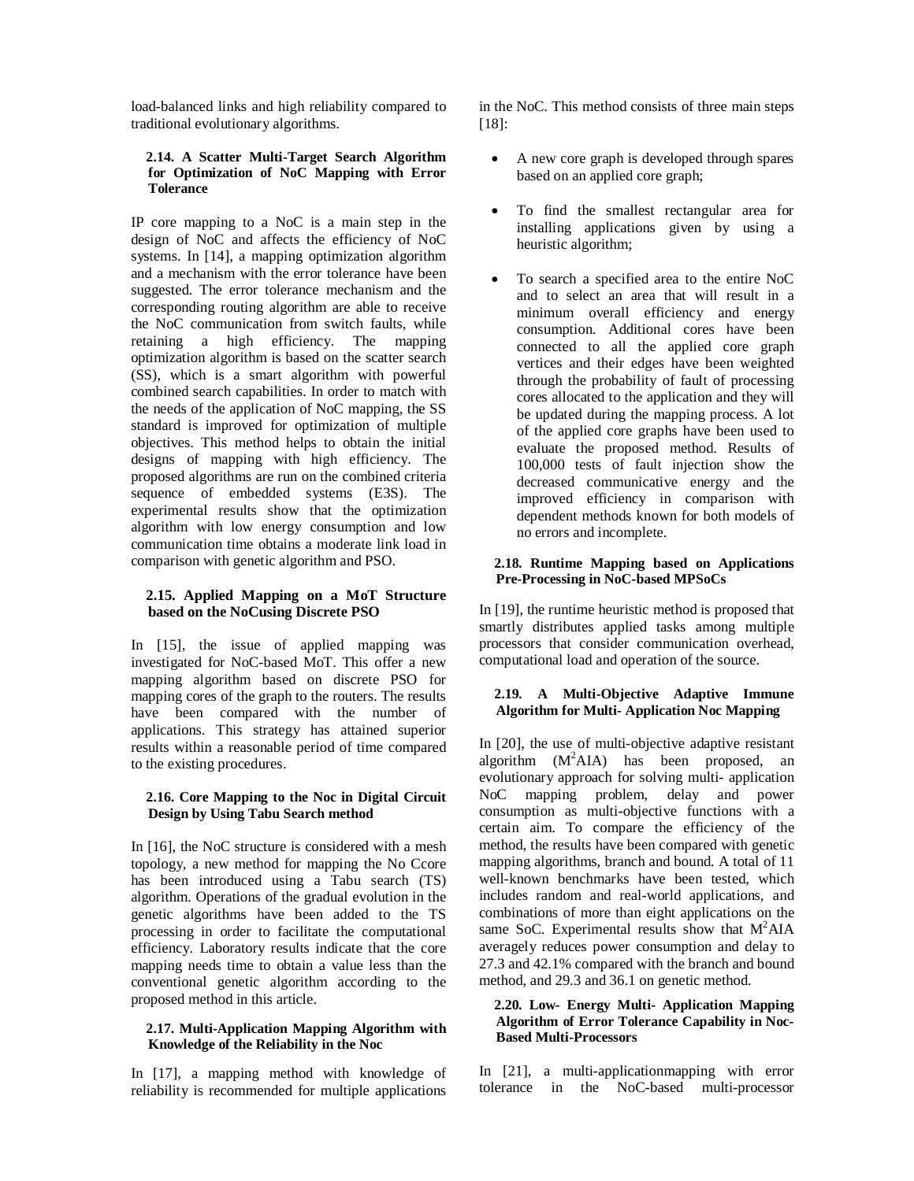load-balanced links and high reliability compared to traditional evolutionary algorithms.

### 2.14. A Scatter Multi-Target Search Algorithm for Optimization of NoC Mapping with Error Tolerance

IP core mapping to a NoC is a main step in the design of NoC and affects the efficiency of NoC systems. In [14], a mapping optimization algorithm and a mechanism with the error tolerance have been suggested. The error tolerance mechanism and the corresponding routing algorithm are able to receive the NoC communication from switch faults, while retaining a high efficiency. The mapping optimization algorithm is based on the scatter search (SS), which is a smart algorithm with powerful combined search capabilities. In order to match with the needs of the application of NoC mapping, the SS standard is improved for optimization of multiple objectives. This method helps to obtain the initial designs of mapping with high efficiency. The proposed algorithms are run on the combined criteria sequence of embedded systems (E3S). The experimental results show that the optimization algorithm with low energy consumption and low communication time obtains a moderate link load in comparison with genetic algorithm and PSO.

### 2.15. Applied Mapping on a MoT Structure based on the NoCusing Discrete PSO

In [15], the issue of applied mapping was investigated for NoC-based MoT. This offer a new mapping algorithm based on discrete PSO for mapping cores of the graph to the routers. The results have been compared with the number of applications. This strategy has attained superior results within a reasonable period of time compared to the existing procedures.

### 2.16. Core Mapping to the Noc in Digital Circuit Design by Using Tabu Search method

In [16], the NoC structure is considered with a mesh topology, a new method for mapping the No Ccore has been introduced using a Tabu search (TS) algorithm. Operations of the gradual evolution in the genetic algorithms have been added to the TS processing in order to facilitate the computational efficiency. Laboratory results indicate that the core mapping needs time to obtain a value less than the conventional genetic algorithm according to the proposed method in this article.

### 2.17. Multi-Application Mapping Algorithm with Knowledge of the Reliability in the Noc

In [17], a mapping method with knowledge of reliability is recommended for multiple applications in the NoC. This method consists of three main steps [18]:

- A new core graph is developed through spares based on an applied core graph;
- To find the smallest rectangular area for installing applications given by using a heuristic algorithm;
- To search a specified area to the entire NoC and to select an area that will result in a minimum overall efficiency and energy consumption. Additional cores have been connected to all the applied core graph vertices and their edges have been weighted through the probability of fault of processing cores allocated to the application and they will be updated during the mapping process. A lot of the applied core graphs have been used to evaluate the proposed method. Results of 100,000 tests of fault injection show the decreased communicative energy and the improved efficiency in comparison with dependent methods known for both models of no errors and incomplete.

### 2.18. Runtime Mapping based on Applications Pre-Processing in NoC-based MPSoCs

In [19], the runtime heuristic method is proposed that smartly distributes applied tasks among multiple processors that consider communication overhead, computational load and operation of the source.

### 2.19. A Multi-Objective Adaptive Immune Algorithm for Multi- Application Noc Mapping

In [20], the use of multi-objective adaptive resistant algorithm ($M^2$AIA) has been proposed, an evolutionary approach for solving multi- application NoC mapping problem, delay and power consumption as multi-objective functions with a certain aim. To compare the efficiency of the method, the results have been compared with genetic mapping algorithms, branch and bound. A total of 11 well-known benchmarks have been tested, which includes random and real-world applications, and combinations of more than eight applications on the same SoC. Experimental results show that $M^2$AIA averagely reduces power consumption and delay to 27.3 and 42.1% compared with the branch and bound method, and 29.3 and 36.1 on genetic method.

### 2.20. Low- Energy Multi- Application Mapping Algorithm of Error Tolerance Capability in Noc-Based Multi-Processors

In [21], a multi-applicationmapping with error tolerance in the NoC-based multi-processor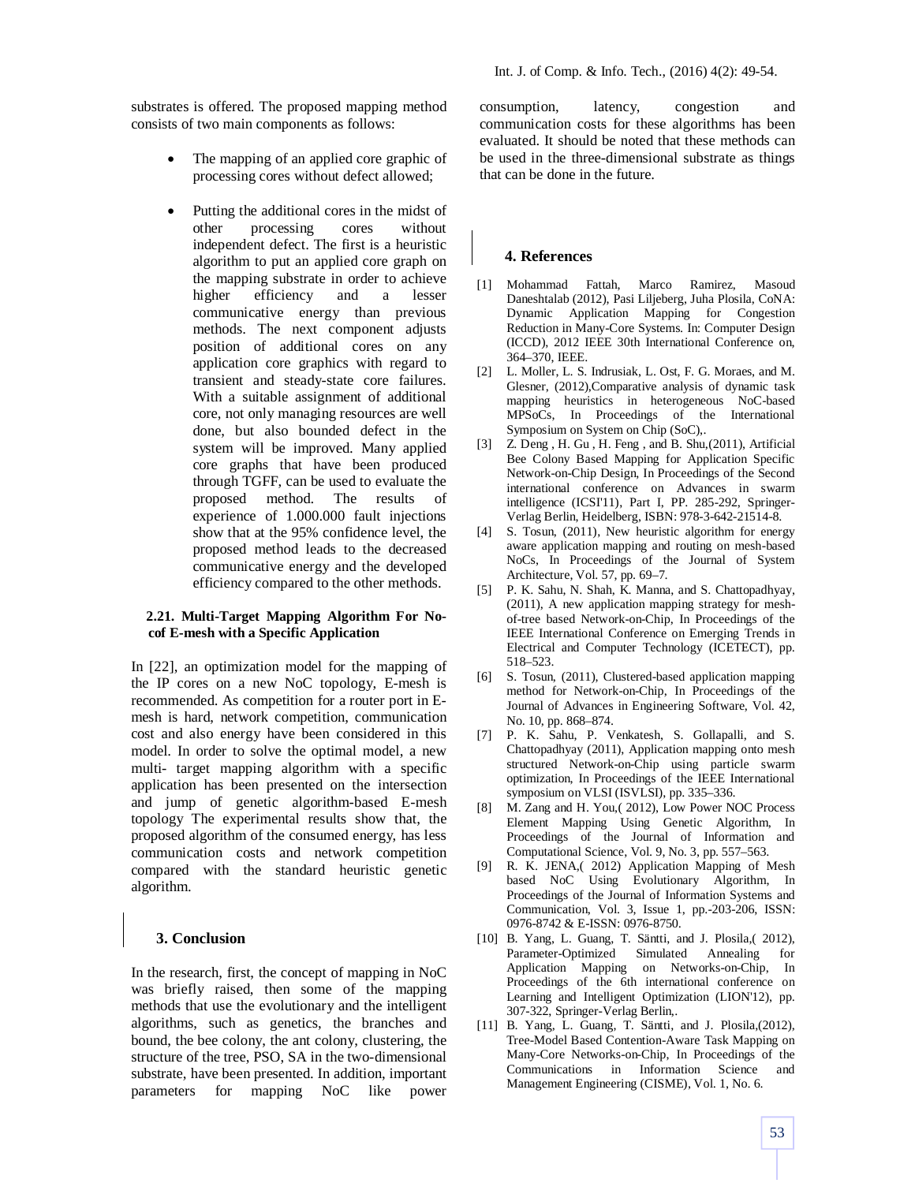substrates is offered. The proposed mapping method consists of two main components as follows:

- The mapping of an applied core graphic of processing cores without defect allowed;
- Putting the additional cores in the midst of other processing cores without independent defect. The first is a heuristic algorithm to put an applied core graph on the mapping substrate in order to achieve higher efficiency and a lesser communicative energy than previous methods. The next component adjusts position of additional cores on any application core graphics with regard to transient and steady-state core failures. With a suitable assignment of additional core, not only managing resources are well done, but also bounded defect in the system will be improved. Many applied core graphs that have been produced through TGFF, can be used to evaluate the proposed method. The results of experience of 1.000.000 fault injections show that at the 95% confidence level, the proposed method leads to the decreased communicative energy and the developed efficiency compared to the other methods.

### 2.21. Multi-Target Mapping Algorithm For No-cof E-mesh with a Specific Application

In [22], an optimization model for the mapping of the IP cores on a new NoC topology, E-mesh is recommended. As competition for a router port in E-mesh is hard, network competition, communication cost and also energy have been considered in this model. In order to solve the optimal model, a new multi- target mapping algorithm with a specific application has been presented on the intersection and jump of genetic algorithm-based E-mesh topology The experimental results show that, the proposed algorithm of the consumed energy, has less communication costs and network competition compared with the standard heuristic genetic algorithm.

## 3. Conclusion

In the research, first, the concept of mapping in NoC was briefly raised, then some of the mapping methods that use the evolutionary and the intelligent algorithms, such as genetics, the branches and bound, the bee colony, the ant colony, clustering, the structure of the tree, PSO, SA in the two-dimensional substrate, have been presented. In addition, important parameters for mapping NoC like power consumption, latency, congestion and communication costs for these algorithms has been evaluated. It should be noted that these methods can be used in the three-dimensional substrate as things that can be done in the future.

## 4. References

[1] Mohammad Fattah, Marco Ramirez, Masoud Daneshtalab (2012), Pasi Liljeberg, Juha Plosila, CoNA: Dynamic Application Mapping for Congestion Reduction in Many-Core Systems. In: Computer Design (ICCD), 2012 IEEE 30th International Conference on, 364–370, IEEE.

[2] L. Moller, L. S. Indrusiak, L. Ost, F. G. Moraes, and M. Glesner, (2012),Comparative analysis of dynamic task mapping heuristics in heterogeneous NoC-based MPSoCs, In Proceedings of the International Symposium on System on Chip (SoC),.

[3] Z. Deng , H. Gu , H. Feng , and B. Shu,(2011), Artificial Bee Colony Based Mapping for Application Specific Network-on-Chip Design, In Proceedings of the Second international conference on Advances in swarm intelligence (ICSI'11), Part I, PP. 285-292, Springer-Verlag Berlin, Heidelberg, ISBN: 978-3-642-21514-8.

[4] S. Tosun, (2011), New heuristic algorithm for energy aware application mapping and routing on mesh-based NoCs, In Proceedings of the Journal of System Architecture, Vol. 57, pp. 69–7.

[5] P. K. Sahu, N. Shah, K. Manna, and S. Chattopadhyay, (2011), A new application mapping strategy for mesh-of-tree based Network-on-Chip, In Proceedings of the IEEE International Conference on Emerging Trends in Electrical and Computer Technology (ICETECT), pp. 518–523.

[6] S. Tosun, (2011), Clustered-based application mapping method for Network-on-Chip, In Proceedings of the Journal of Advances in Engineering Software, Vol. 42, No. 10, pp. 868–874.

[7] P. K. Sahu, P. Venkatesh, S. Gollapalli, and S. Chattopadhyay (2011), Application mapping onto mesh structured Network-on-Chip using particle swarm optimization, In Proceedings of the IEEE International symposium on VLSI (ISVLSI), pp. 335–336.

[8] M. Zang and H. You,( 2012), Low Power NOC Process Element Mapping Using Genetic Algorithm, In Proceedings of the Journal of Information and Computational Science, Vol. 9, No. 3, pp. 557–563.

[9] R. K. JENA,( 2012) Application Mapping of Mesh based NoC Using Evolutionary Algorithm, In Proceedings of the Journal of Information Systems and Communication, Vol. 3, Issue 1, pp.-203-206, ISSN: 0976-8742 & E-ISSN: 0976-8750.

[10] B. Yang, L. Guang, T. Säntti, and J. Plosila,( 2012), Parameter-Optimized Simulated Annealing for Application Mapping on Networks-on-Chip, In Proceedings of the 6th international conference on Learning and Intelligent Optimization (LION'12), pp. 307-322, Springer-Verlag Berlin,.

[11] B. Yang, L. Guang, T. Säntti, and J. Plosila,(2012), Tree-Model Based Contention-Aware Task Mapping on Many-Core Networks-on-Chip, In Proceedings of the Communications in Information Science and Management Engineering (CISME), Vol. 1, No. 6.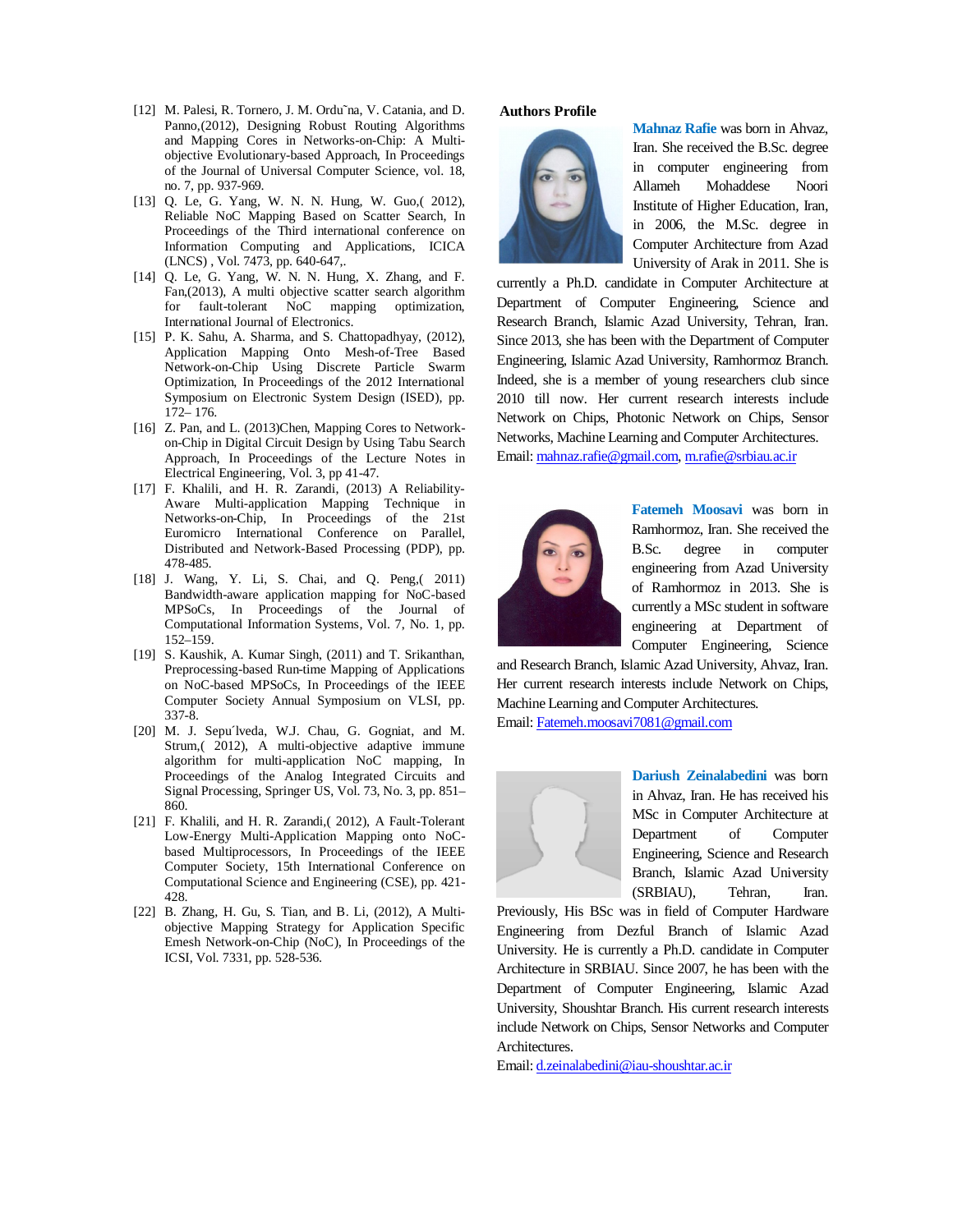[12] M. Palesi, R. Tornero, J. M. Ordu˜na, V. Catania, and D. Panno,(2012), Designing Robust Routing Algorithms and Mapping Cores in Networks-on-Chip: A Multi-objective Evolutionary-based Approach, In Proceedings of the Journal of Universal Computer Science, vol. 18, no. 7, pp. 937-969.

[13] Q. Le, G. Yang, W. N. N. Hung, W. Guo,( 2012), Reliable NoC Mapping Based on Scatter Search, In Proceedings of the Third international conference on Information Computing and Applications, ICICA (LNCS) , Vol. 7473, pp. 640-647,.

[14] Q. Le, G. Yang, W. N. N. Hung, X. Zhang, and F. Fan,(2013), A multi objective scatter search algorithm for fault-tolerant NoC mapping optimization, International Journal of Electronics.

[15] P. K. Sahu, A. Sharma, and S. Chattopadhyay, (2012), Application Mapping Onto Mesh-of-Tree Based Network-on-Chip Using Discrete Particle Swarm Optimization, In Proceedings of the 2012 International Symposium on Electronic System Design (ISED), pp. 172– 176.

[16] Z. Pan, and L. (2013)Chen, Mapping Cores to Network-on-Chip in Digital Circuit Design by Using Tabu Search Approach, In Proceedings of the Lecture Notes in Electrical Engineering, Vol. 3, pp 41-47.

[17] F. Khalili, and H. R. Zarandi, (2013) A Reliability-Aware Multi-application Mapping Technique in Networks-on-Chip, In Proceedings of the 21st Euromicro International Conference on Parallel, Distributed and Network-Based Processing (PDP), pp. 478-485.

[18] J. Wang, Y. Li, S. Chai, and Q. Peng,( 2011) Bandwidth-aware application mapping for NoC-based MPSoCs, In Proceedings of the Journal of Computational Information Systems, Vol. 7, No. 1, pp. 152–159.

[19] S. Kaushik, A. Kumar Singh, (2011) and T. Srikanthan, Preprocessing-based Run-time Mapping of Applications on NoC-based MPSoCs, In Proceedings of the IEEE Computer Society Annual Symposium on VLSI, pp. 337-8.

[20] M. J. Sepu´lveda, W.J. Chau, G. Gogniat, and M. Strum,( 2012), A multi-objective adaptive immune algorithm for multi-application NoC mapping, In Proceedings of the Analog Integrated Circuits and Signal Processing, Springer US, Vol. 73, No. 3, pp. 851–860.

[21] F. Khalili, and H. R. Zarandi,( 2012), A Fault-Tolerant Low-Energy Multi-Application Mapping onto NoC-based Multiprocessors, In Proceedings of the IEEE Computer Society, 15th International Conference on Computational Science and Engineering (CSE), pp. 421-428.

[22] B. Zhang, H. Gu, S. Tian, and B. Li, (2012), A Multi-objective Mapping Strategy for Application Specific Emesh Network-on-Chip (NoC), In Proceedings of the ICSI, Vol. 7331, pp. 528-536.

## Authors Profile

**Mahnaz Rafie** was born in Ahvaz, Iran. She received the B.Sc. degree in computer engineering from Allameh Mohaddese Noori Institute of Higher Education, Iran, in 2006, the M.Sc. degree in Computer Architecture from Azad University of Arak in 2011. She is currently a Ph.D. candidate in Computer Architecture at Department of Computer Engineering, Science and Research Branch, Islamic Azad University, Tehran, Iran. Since 2013, she has been with the Department of Computer Engineering, Islamic Azad University, Ramhormoz Branch. Indeed, she is a member of young researchers club since 2010 till now. Her current research interests include Network on Chips, Photonic Network on Chips, Sensor Networks, Machine Learning and Computer Architectures.
Email: mahnaz.rafie@gmail.com, m.rafie@srbiau.ac.ir

**Fatemeh Moosavi** was born in Ramhormoz, Iran. She received the B.Sc. degree in computer engineering from Azad University of Ramhormoz in 2013. She is currently a MSc student in software engineering at Department of Computer Engineering, Science and Research Branch, Islamic Azad University, Ahvaz, Iran. Her current research interests include Network on Chips, Machine Learning and Computer Architectures.
Email: Fatemeh.moosavi7081@gmail.com

**Dariush Zeinalabedini** was born in Ahvaz, Iran. He has received his MSc in Computer Architecture at Department of Computer Engineering, Science and Research Branch, Islamic Azad University (SRBIAU), Tehran, Iran. Previously, His BSc was in field of Computer Hardware Engineering from Dezful Branch of Islamic Azad University. He is currently a Ph.D. candidate in Computer Architecture in SRBIAU. Since 2007, he has been with the Department of Computer Engineering, Islamic Azad University, Shoushtar Branch. His current research interests include Network on Chips, Sensor Networks and Computer Architectures.
Email: d.zeinalabedini@iau-shoushtar.ac.ir